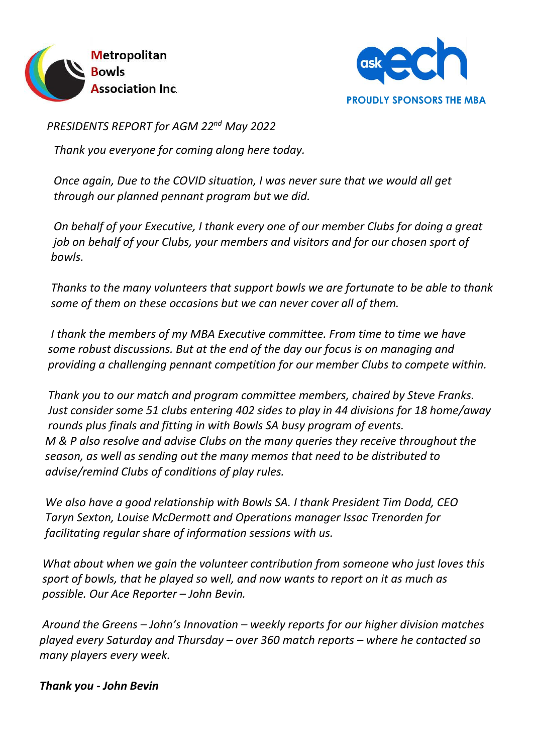Metropolitan Bowls Association Inc.

ask aech PROUDLY SPONSORS THE MBA

*PRESIDENTS REPORT for AGM 22nd May 2022*

*Thank you everyone for coming along here today.*

*Once again, Due to the COVID situation, I was never sure that we would all get through our planned pennant program but we did.*

*On behalf of your Executive, I thank every one of our member Clubs for doing a great job on behalf of your Clubs, your members and visitors and for our chosen sport of bowls.*

*Thanks to the many volunteers that support bowls we are fortunate to be able to thank some of them on these occasions but we can never cover all of them.*

*I thank the members of my MBA Executive committee. From time to time we have some robust discussions. But at the end of the day our focus is on managing and providing a challenging pennant competition for our member Clubs to compete within.*

*Thank you to our match and program committee members, chaired by Steve Franks. Just consider some 51 clubs entering 402 sides to play in 44 divisions for 18 home/away rounds plus finals and fitting in with Bowls SA busy program of events.*
*M & P also resolve and advise Clubs on the many queries they receive throughout the season, as well as sending out the many memos that need to be distributed to advise/remind Clubs of conditions of play rules.*

*We also have a good relationship with Bowls SA. I thank President Tim Dodd, CEO Taryn Sexton, Louise McDermott and Operations manager Issac Trenorden for facilitating regular share of information sessions with us.*

*What about when we gain the volunteer contribution from someone who just loves this sport of bowls, that he played so well, and now wants to report on it as much as possible. Our Ace Reporter – John Bevin.*

*Around the Greens – John's Innovation – weekly reports for our higher division matches played every Saturday and Thursday – over 360 match reports – where he contacted so many players every week.*

***Thank you - John Bevin***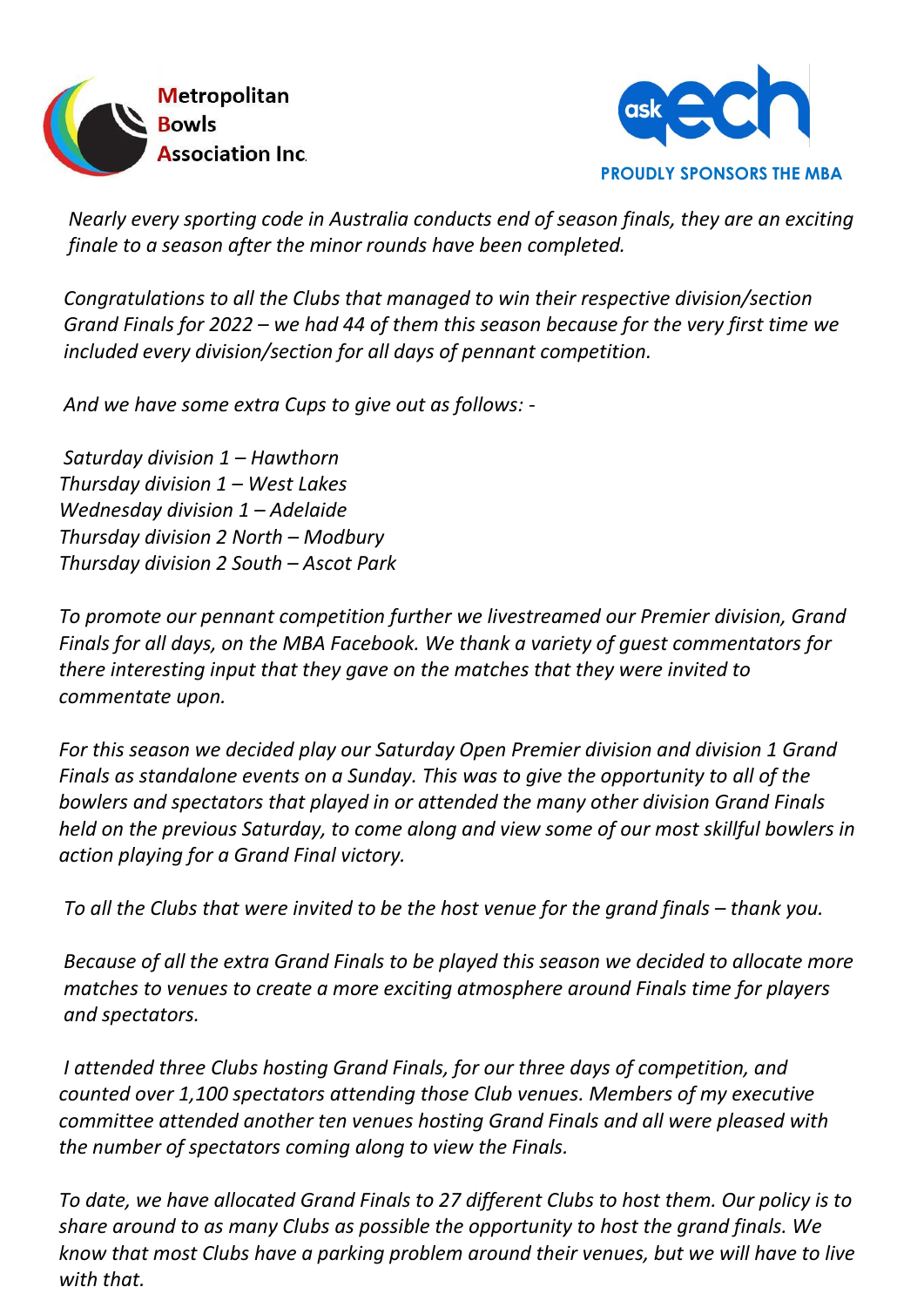Metropolitan Bowls Association Inc.

PROUDLY SPONSORS THE MBA

*Nearly every sporting code in Australia conducts end of season finals, they are an exciting finale to a season after the minor rounds have been completed.*

*Congratulations to all the Clubs that managed to win their respective division/section Grand Finals for 2022 – we had 44 of them this season because for the very first time we included every division/section for all days of pennant competition.*

*And we have some extra Cups to give out as follows: -*

*Saturday division 1 – Hawthorn*
*Thursday division 1 – West Lakes*
*Wednesday division 1 – Adelaide*
*Thursday division 2 North – Modbury*
*Thursday division 2 South – Ascot Park*

*To promote our pennant competition further we livestreamed our Premier division, Grand Finals for all days, on the MBA Facebook. We thank a variety of guest commentators for there interesting input that they gave on the matches that they were invited to commentate upon.*

*For this season we decided play our Saturday Open Premier division and division 1 Grand Finals as standalone events on a Sunday. This was to give the opportunity to all of the bowlers and spectators that played in or attended the many other division Grand Finals held on the previous Saturday, to come along and view some of our most skillful bowlers in action playing for a Grand Final victory.*

*To all the Clubs that were invited to be the host venue for the grand finals – thank you.*

*Because of all the extra Grand Finals to be played this season we decided to allocate more matches to venues to create a more exciting atmosphere around Finals time for players and spectators.*

*I attended three Clubs hosting Grand Finals, for our three days of competition, and counted over 1,100 spectators attending those Club venues. Members of my executive committee attended another ten venues hosting Grand Finals and all were pleased with the number of spectators coming along to view the Finals.*

*To date, we have allocated Grand Finals to 27 different Clubs to host them. Our policy is to share around to as many Clubs as possible the opportunity to host the grand finals. We know that most Clubs have a parking problem around their venues, but we will have to live with that.*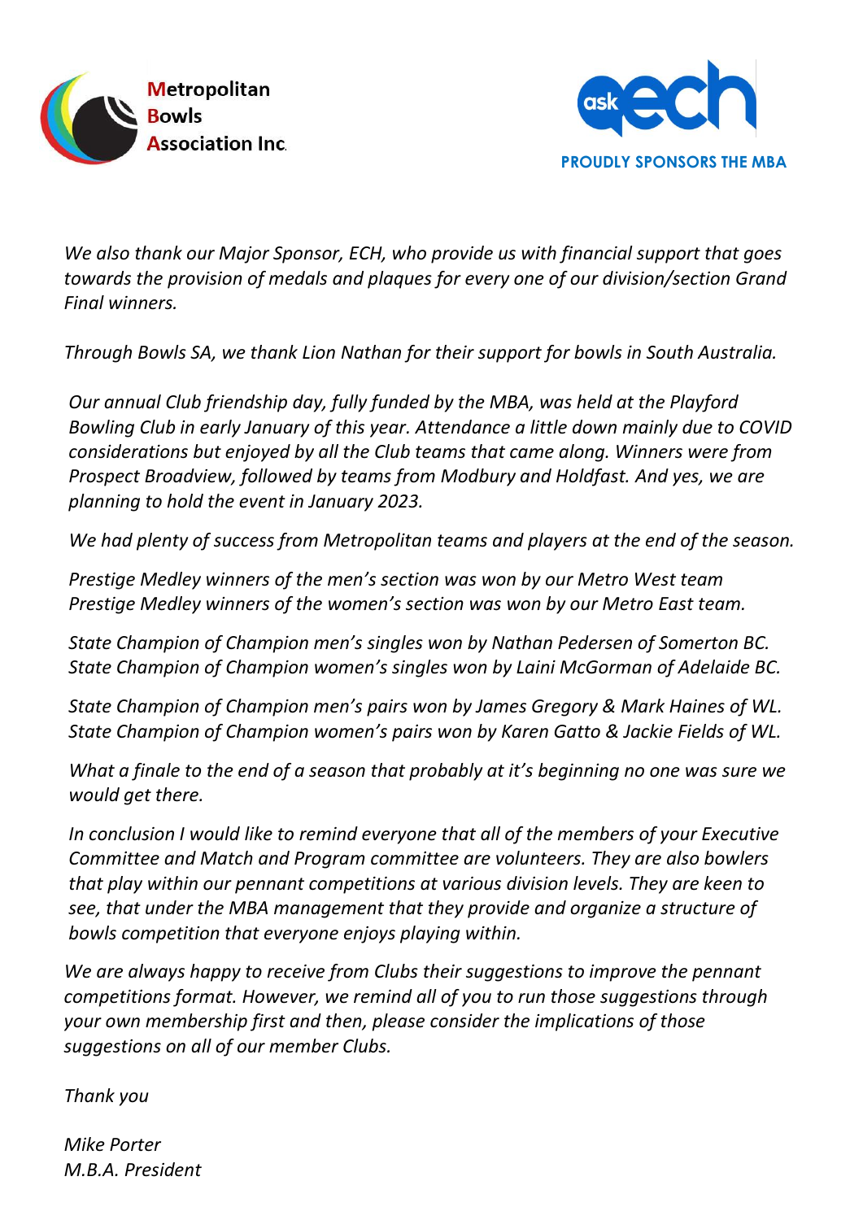Metropolitan Bowls Association Inc.

ask ech PROUDLY SPONSORS THE MBA

*We also thank our Major Sponsor, ECH, who provide us with financial support that goes towards the provision of medals and plaques for every one of our division/section Grand Final winners.*

*Through Bowls SA, we thank Lion Nathan for their support for bowls in South Australia.*

*Our annual Club friendship day, fully funded by the MBA, was held at the Playford Bowling Club in early January of this year. Attendance a little down mainly due to COVID considerations but enjoyed by all the Club teams that came along. Winners were from Prospect Broadview, followed by teams from Modbury and Holdfast. And yes, we are planning to hold the event in January 2023.*

*We had plenty of success from Metropolitan teams and players at the end of the season.*

*Prestige Medley winners of the men's section was won by our Metro West team*
*Prestige Medley winners of the women's section was won by our Metro East team.*

*State Champion of Champion men's singles won by Nathan Pedersen of Somerton BC.*
*State Champion of Champion women's singles won by Laini McGorman of Adelaide BC.*

*State Champion of Champion men's pairs won by James Gregory & Mark Haines of WL.*
*State Champion of Champion women's pairs won by Karen Gatto & Jackie Fields of WL.*

*What a finale to the end of a season that probably at it's beginning no one was sure we would get there.*

*In conclusion I would like to remind everyone that all of the members of your Executive Committee and Match and Program committee are volunteers. They are also bowlers that play within our pennant competitions at various division levels. They are keen to see, that under the MBA management that they provide and organize a structure of bowls competition that everyone enjoys playing within.*

*We are always happy to receive from Clubs their suggestions to improve the pennant competitions format. However, we remind all of you to run those suggestions through your own membership first and then, please consider the implications of those suggestions on all of our member Clubs.*

*Thank you*

*Mike Porter*
*M.B.A. President*